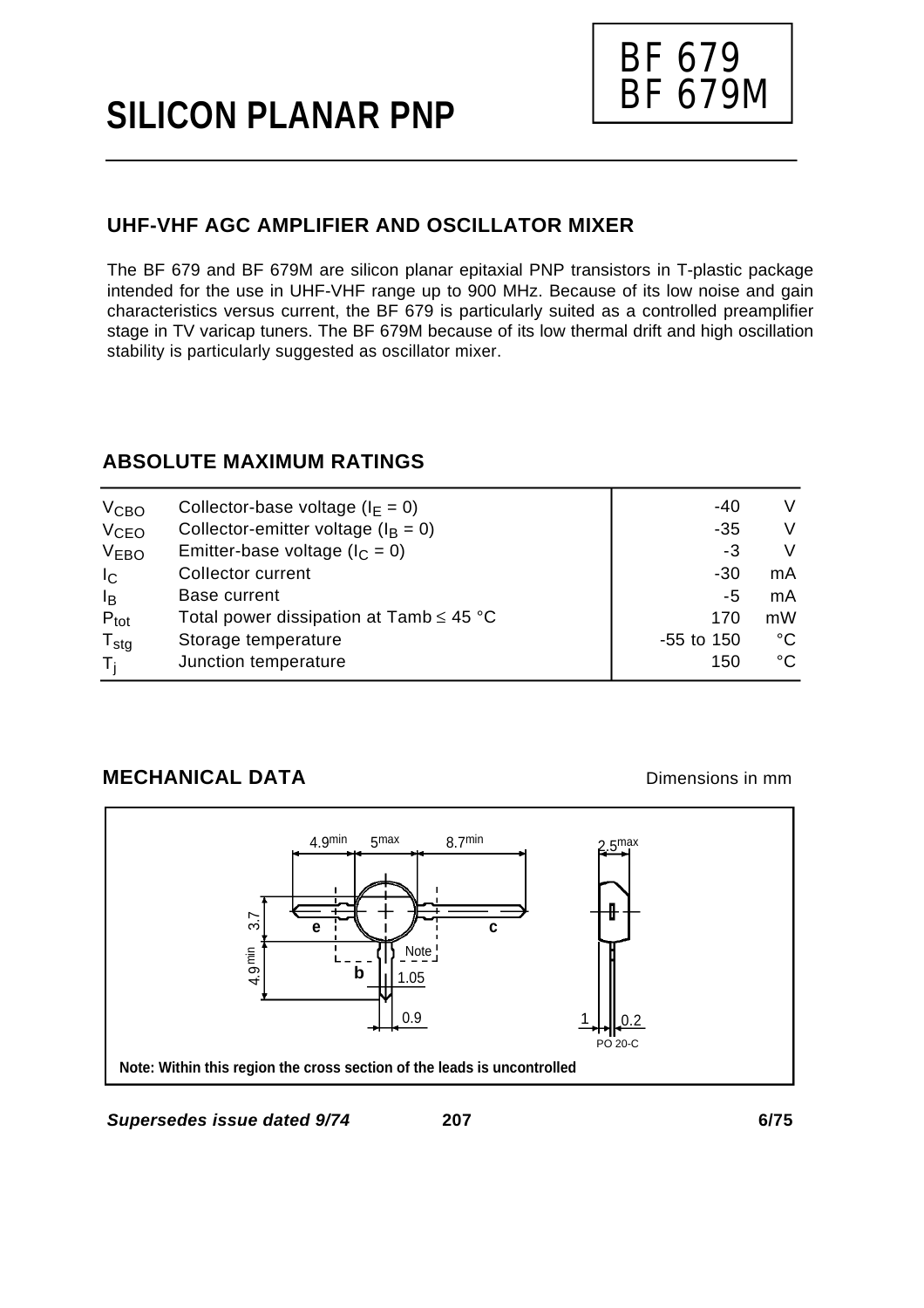# SILICON PLANAR PNP

**BF 679**
**BF 679M**

## UHF-VHF AGC AMPLIFIER AND OSCILLATOR MIXER

The BF 679 and BF 679M are silicon planar epitaxial PNP transistors in T-plastic package intended for the use in UHF-VHF range up to 900 MHz. Because of its low noise and gain characteristics versus current, the BF 679 is particularly suited as a controlled preamplifier stage in TV varicap tuners. The BF 679M because of its low thermal drift and high oscillation stability is particularly suggested as oscillator mixer.

## ABSOLUTE MAXIMUM RATINGS

| | | | |
|---|---|---|---|
| $V_{CBO}$ | Collector-base voltage ($I_E = 0$) | -40 | V |
| $V_{CEO}$ | Collector-emitter voltage ($I_B = 0$) | -35 | V |
| $V_{EBO}$ | Emitter-base voltage ($I_C = 0$) | -3 | V |
| $I_C$ | Collector current | -30 | mA |
| $I_B$ | Base current | -5 | mA |
| $P_{tot}$ | Total power dissipation at Tamb ≤ 45 °C | 170 | mW |
| $T_{stg}$ | Storage temperature | -55 to 150 | °C |
| $T_j$ | Junction temperature | 150 | °C |

## MECHANICAL DATA

Dimensions in mm

**Note: Within this region the cross section of the leads is uncontrolled**

***Supersedes issue dated 9/74*** **6/75**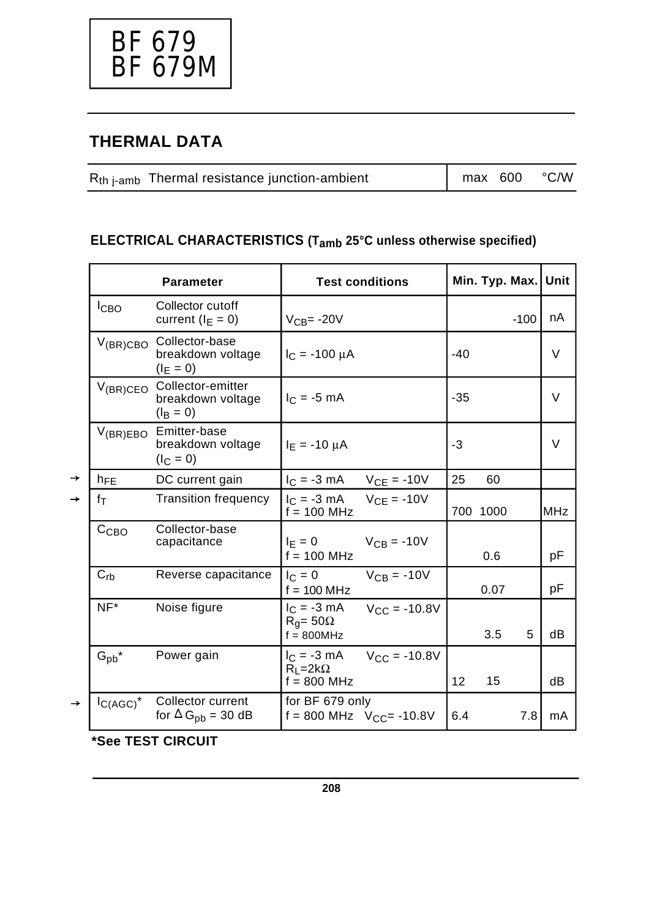# BF 679
# BF 679M

## THERMAL DATA

| | | | | |
|---|---|---|---|---|
| $R_{th\ j\text{-}amb}$ | Thermal resistance junction-ambient | max | 600 | °C/W |

## ELECTRICAL CHARACTERISTICS ($T_{amb}$ 25°C unless otherwise specified)

| Parameter | | Test conditions | | Min. | Typ. | Max. | Unit |
|---|---|---|---|---|---|---|---|
| $I_{CBO}$ | Collector cutoff current ($I_E = 0$) | $V_{CB}$= -20V | | | | -100 | nA |
| $V_{(BR)CBO}$ | Collector-base breakdown voltage ($I_E = 0$) | $I_C$ = -100 μA | | -40 | | | V |
| $V_{(BR)CEO}$ | Collector-emitter breakdown voltage ($I_B = 0$) | $I_C$ = -5 mA | | -35 | | | V |
| $V_{(BR)EBO}$ | Emitter-base breakdown voltage ($I_C = 0$) | $I_E$ = -10 μA | | -3 | | | V |
| → $h_{FE}$ | DC current gain | $I_C$ = -3 mA | $V_{CE}$ = -10V | 25 | 60 | | |
| → $f_T$ | Transition frequency | $I_C$ = -3 mA<br>f = 100 MHz | $V_{CE}$ = -10V | 700 | 1000 | | MHz |
| $C_{CBO}$ | Collector-base capacitance | $I_E = 0$<br>f = 100 MHz | $V_{CB}$ = -10V | | 0.6 | | pF |
| $C_{rb}$ | Reverse capacitance | $I_C = 0$<br>f = 100 MHz | $V_{CB}$ = -10V | | 0.07 | | pF |
| NF* | Noise figure | $I_C$ = -3 mA<br>$R_g$= 50Ω<br>f = 800MHz | $V_{CC}$ = -10.8V | | 3.5 | 5 | dB |
| $G_{pb}$* | Power gain | $I_C$ = -3 mA<br>$R_L$=2kΩ<br>f = 800 MHz | $V_{CC}$ = -10.8V | 12 | 15 | | dB |
| → $I_{C(AGC)}$* | Collector current for $\Delta G_{pb}$ = 30 dB | for BF 679 only<br>f = 800 MHz | $V_{CC}$= -10.8V | 6.4 | | 7.8 | mA |

***See TEST CIRCUIT**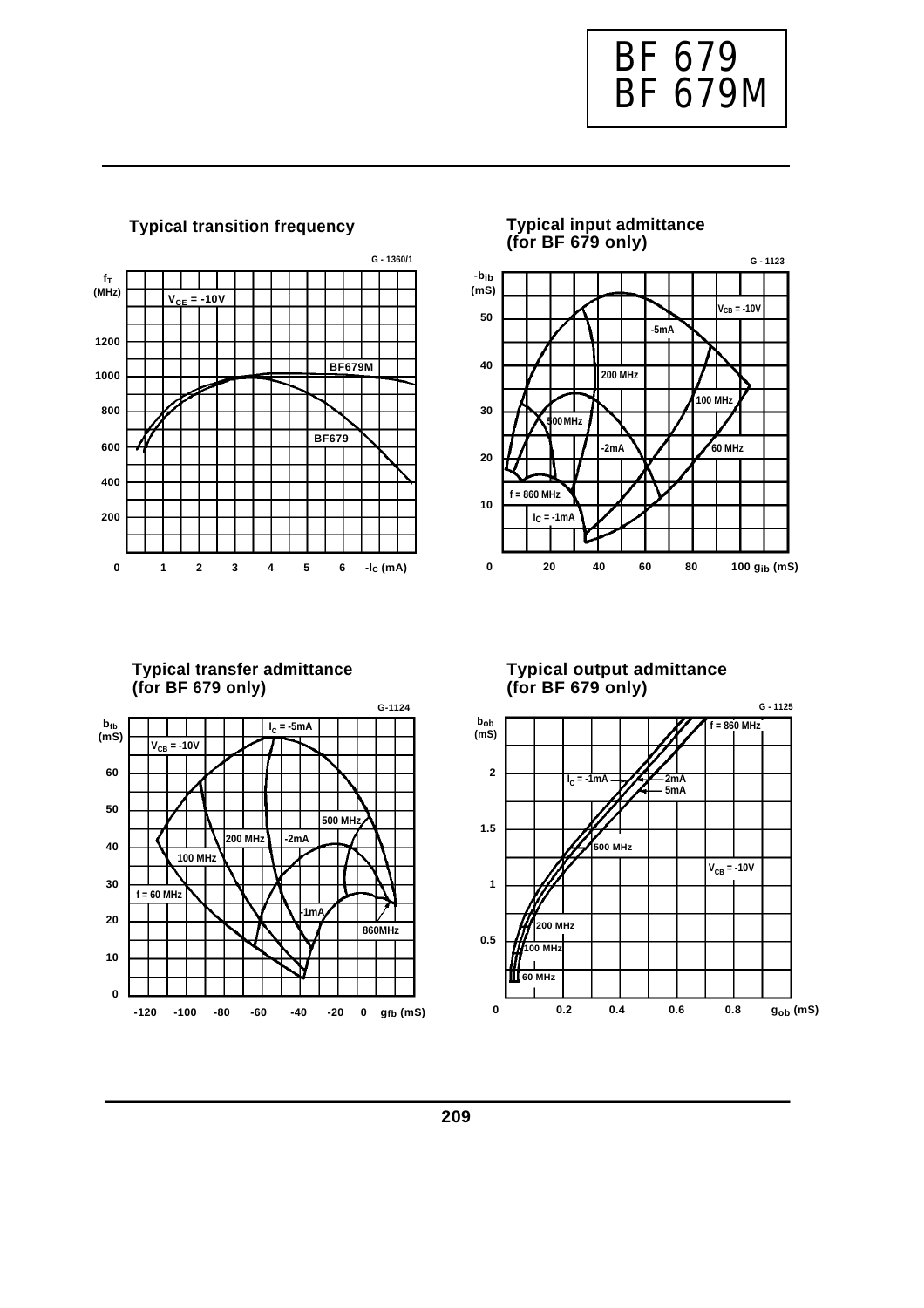# BF 679
# BF 679M

### Typical transition frequency

G - 1360/1

$f_T$ (MHz)

$V_{CE}$ = -10V

1200, 1000, 800, 600, 400, 200, 0

BF679M

BF679

0 1 2 3 4 5 6 $-I_C$ (mA)

### Typical input admittance (for BF 679 only)

G - 1123

$-b_{ib}$ (mS)

$V_{CB}$ = -10V

-5mA

200 MHz

100 MHz

500 MHz

-2mA

60 MHz

f = 860 MHz

$I_C$ = -1mA

50, 40, 30, 20, 10, 0

20 40 60 80 100 $g_{ib}$ (mS)

### Typical transfer admittance (for BF 679 only)

G-1124

$b_{fb}$ (mS)

$I_C$ = -5mA

$V_{CB}$ = -10V

500 MHz

200 MHz

-2mA

100 MHz

f = 60 MHz

-1mA

860MHz

60, 50, 40, 30, 20, 10, 0

-120 -100 -80 -60 -40 -20 0 $g_{fb}$ (mS)

### Typical output admittance (for BF 679 only)

G - 1125

$b_{ob}$ (mS)

f = 860 MHz

$I_C$ = -1mA

2mA

5mA

500 MHz

$V_{CB}$ = -10V

200 MHz

100 MHz

60 MHz

2, 1.5, 1, 0.5, 0

0.2 0.4 0.6 0.8 $g_{ob}$ (mS)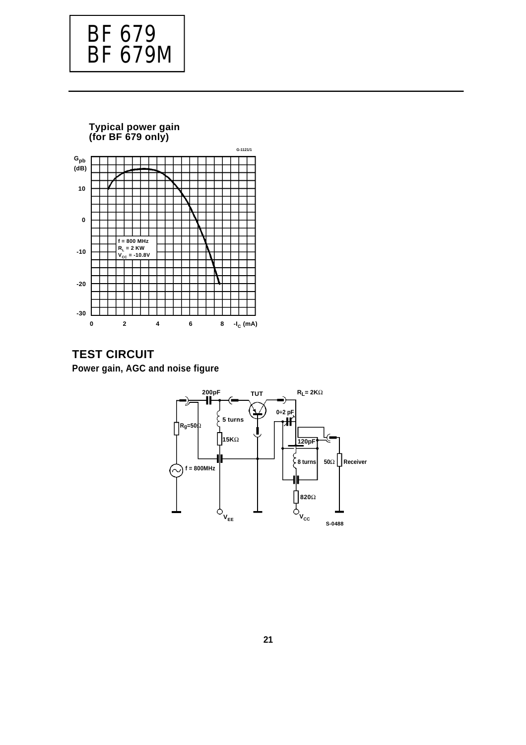# BF 679
# BF 679M

**Typical power gain (for BF 679 only)**

G-1121/1

$G_{pb}$ (dB)

10

0

-10

-20

-30

0 2 4 6 8 $-I_C$ (mA)

f = 800 MHz
$R_L$ = 2 KW
$V_{CC}$ = -10.8V

## TEST CIRCUIT

**Power gain, AGC and noise figure**

200pF
TUT
$R_L$= 2KΩ
0÷2 pF
5 turns
$R_g$=50Ω
15KΩ
120pF
8 turns
50Ω
Receiver
f = 800MHz
820Ω
$V_{EE}$
$V_{CC}$
S-0488